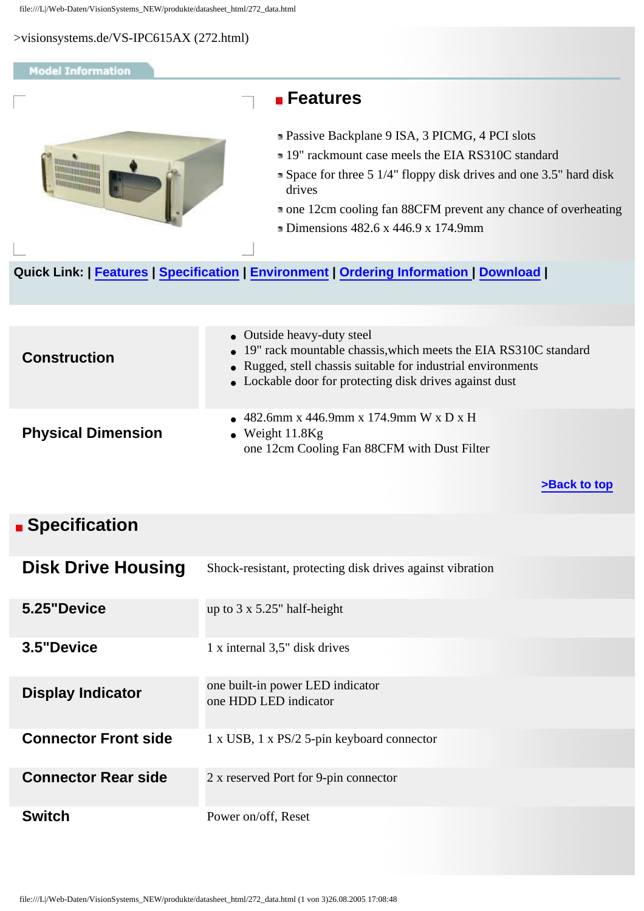>visionsystems.de/VS-IPC615AX (272.html)

**Model Information**

## Features

- Passive Backplane 9 ISA, 3 PICMG, 4 PCI slots
- 19" rackmount case meels the EIA RS310C standard
- Space for three 5 1/4" floppy disk drives and one 3.5" hard disk drives
- one 12cm cooling fan 88CFM prevent any chance of overheating
- Dimensions 482.6 x 446.9 x 174.9mm

**Quick Link:** | Features | Specification | Environment | Ordering Information | Download |

| | |
|---|---|
| **Construction** | • Outside heavy-duty steel<br>• 19" rack mountable chassis,which meets the EIA RS310C standard<br>• Rugged, stell chassis suitable for industrial environments<br>• Lockable door for protecting disk drives against dust |
| **Physical Dimension** | • 482.6mm x 446.9mm x 174.9mm W x D x H<br>• Weight 11.8Kg<br>one 12cm Cooling Fan 88CFM with Dust Filter |

>Back to top

## Specification

| | |
|---|---|
| **Disk Drive Housing** | Shock-resistant, protecting disk drives against vibration |
| **5.25"Device** | up to 3 x 5.25" half-height |
| **3.5"Device** | 1 x internal 3,5" disk drives |
| **Display Indicator** | one built-in power LED indicator<br>one HDD LED indicator |
| **Connector Front side** | 1 x USB, 1 x PS/2 5-pin keyboard connector |
| **Connector Rear side** | 2 x reserved Port for 9-pin connector |
| **Switch** | Power on/off, Reset |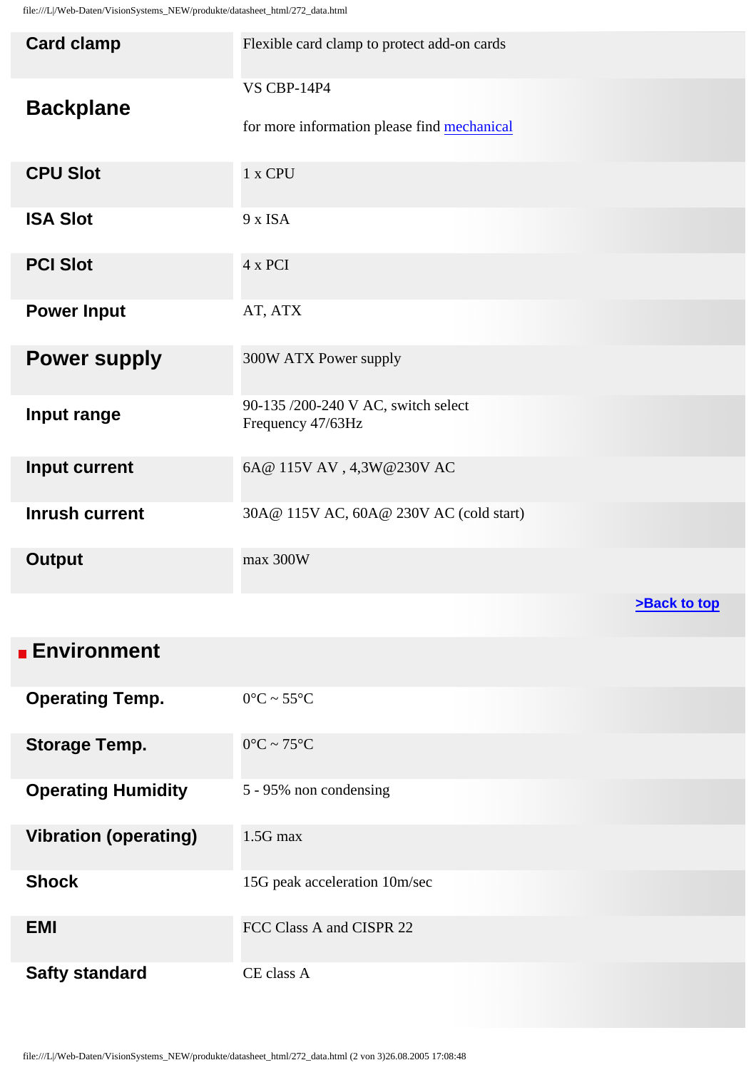| | |
|---|---|
| **Card clamp** | Flexible card clamp to protect add-on cards |
| **Backplane** | VS CBP-14P4<br><br>for more information please find mechanical |
| **CPU Slot** | 1 x CPU |
| **ISA Slot** | 9 x ISA |
| **PCI Slot** | 4 x PCI |
| **Power Input** | AT, ATX |
| **Power supply** | 300W ATX Power supply |
| **Input range** | 90-135 /200-240 V AC, switch select<br>Frequency 47/63Hz |
| **Input current** | 6A@ 115V AV , 4,3W@230V AC |
| **Inrush current** | 30A@ 115V AC, 60A@ 230V AC (cold start) |
| **Output** | max 300W |

>Back to top

## Environment

| | |
|---|---|
| **Operating Temp.** | 0°C ~ 55°C |
| **Storage Temp.** | 0°C ~ 75°C |
| **Operating Humidity** | 5 - 95% non condensing |
| **Vibration (operating)** | 1.5G max |
| **Shock** | 15G peak acceleration 10m/sec |
| **EMI** | FCC Class A and CISPR 22 |
| **Safty standard** | CE class A |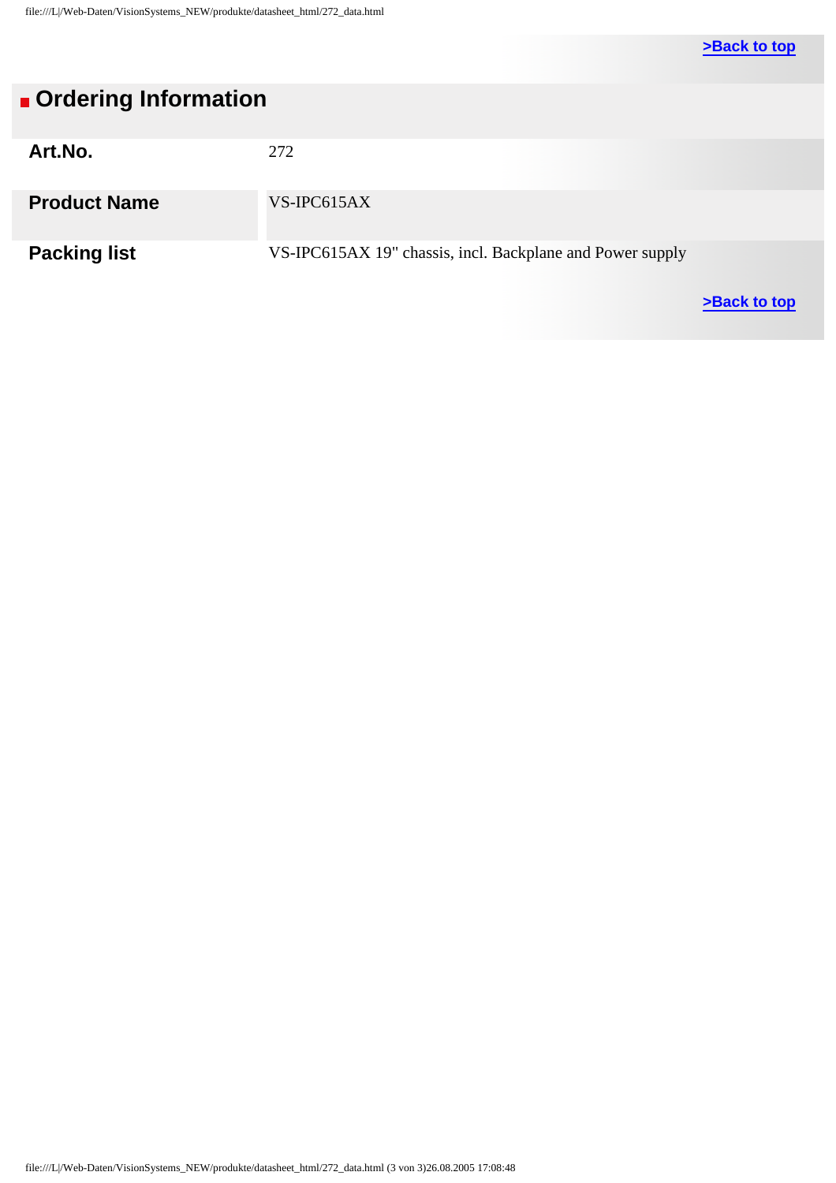>Back to top

## Ordering Information

| | |
|---|---|
| **Art.No.** | 272 |
| **Product Name** | VS-IPC615AX |
| **Packing list** | VS-IPC615AX 19" chassis, incl. Backplane and Power supply |

>Back to top